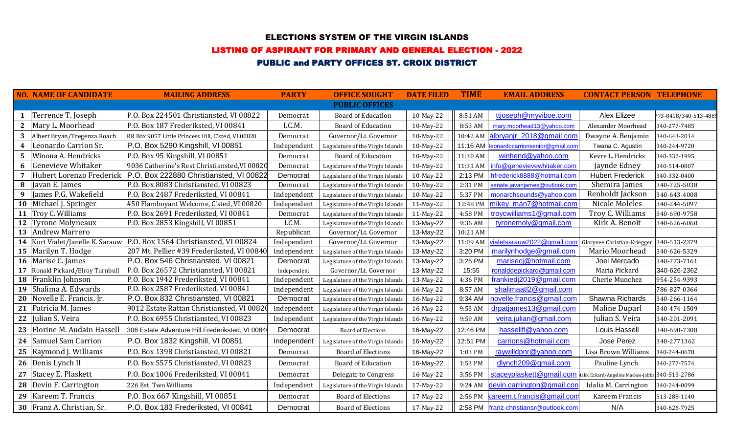# ELECTIONS SYSTEM OF THE VIRGIN ISLANDS

## LISTING OF ASPIRANT FOR PRIMARY AND GENERAL ELECTION - 2022

## PUBLIC and PARTY OFFICES ST. CROIX DISTRICT

| NO. | NAME OF CANDIDATE | MAILING ADDRESS | PARTY | OFFICE SOUGHT | DATE FILED | TIME | EMAIL ADDRESS | CONTACT PERSON | TELEPHONE |
|---|---|---|---|---|---|---|---|---|---|
| | | | | PUBLIC OFFICES | | | | | |
| 1 | Terrence T. Joseph | P.O. Box 224501 Christiansted, VI 00822 | Democrat | Board of Education | 10-May-22 | 8:51 AM | ttjoseph@myviboe.com | Alex Elizee | 773-8418/340-513-4885 |
| 2 | Mary L. Moorhead | P.O. Box 187 Frederiksted, VI 00841 | I.C.M. | Board of Education | 10-May-22 | 8:53 AM | mary.moorhead13@yahoo.com | Alexander Moorhead | 340-277-7485 |
| 3 | Albert Bryan/Tregenza Roach | RR Box 9057 Little Princess Hill, C'sted, VI 00820 | Democrat | Governor/Lt. Governor | 10-May-22 | 10:42 AM | albryanjr_2018@gmail.com | Dwayne A. Benjamin | 340-643-2014 |
| 4 | Leonardo Carrion Sr. | P.O. Box 5290 Kingshill, VI 00851 | Independent | Legislature of the Virgin Islands | 10-May-22 | 11:16 AM | leonardocarrionsenior@gmail.com | Twana C. Agustin | 340-244-9720 |
| 5 | Winona A. Hendricks | P.O. Box 95 Kingshill, VI 00851 | Democrat | Board of Education | 10-May-22 | 11:30 AM | winhend@yahoo.com | Kevre L. Hendricks | 340-332-1995 |
| 6 | Genevieve Whitaker | 9036 Catherine's Rest Christiansted,VI 00820 | Democrat | Legislature of the Virgin Islands | 10-May-22 | 11:31 AM | info@genevievewhitaker.com | Jaynde Edney | 340-514-0807 |
| 7 | Hubert Lorenzo Frederick | P.O. Box 222880 Christiansted, VI 00822 | Democrat | Legislature of the Virgin Islands | 10-May-22 | 2:13 PM | hfrederick8888@hotmail.com | Hubert Frederick | 340-332-0400 |
| 8 | Javan E. James | P.O. Box 8083 Christiansted, VI 00823 | Democrat | Legislature of the Virgin Islands | 10-May-22 | 2:31 PM | senate.javanjames@outlook.com | Shemira James | 340-725-5038 |
| 9 | James P.G. Wakefield | P.O. Box 2487 Frederiksted, VI 00841 | Independent | Legislature of the Virgin Islands | 10-May-22 | 5:37 PM | monarchsounds@yahoo.com | Renholdt Jackson | 340-643-4008 |
| 10 | Michael J. Springer | #50 Flamboyant Welcome, C'sted, VI 00820 | Independent | Legislature of the Virgin Islands | 11-May-22 | 12:48 PM | mikey_man7@hotmail.com | Nicole Moleles | 340-244-5097 |
| 11 | Troy C. Williams | P.O. Box 2691 Frederiksted, VI 00841 | Democrat | Legislature of the Virgin Islands | 11-May-22 | 4:58 PM | troycwilliams1@gmail.com | Troy C. Williams | 340-690-9758 |
| 12 | Tyrone Molyneaux | P.O. Box 2853 Kingshill, VI 00851 | I.C.M. | Legislature of the Virgin Islands | 13-May-22 | 9:36 AM | tyronemoly@gmail.com | Kirk A. Benoit | 340-626-6060 |
| 13 | Andrew Marrero | | Republican | Governor/Lt. Governor | 13-May-22 | 10:21 AM | | | |
| 14 | Kurt Vialet/Janelle K. Sarauw | P.O. Box 1564 Christiansted, VI 00824 | Independent | Governor/Lt. Governor | 13-May-22 | 11:09 AM | vialetsarauw2022@gmail.com | Gloryvee Christian-Kriegger | 340-513-2379 |
| 15 | Marilyn T. Hodge | 207 Mt. Pellier #39 Frederiksted, VI 00840 | Independent | Legislature of the Virgin Islands | 13-May-22 | 3:20 PM | marilynhodge@gmail.com | Mario Moorhead | 340-626-5329 |
| 16 | Marise C. James | P.O. Box 546 Christiansted, VI 00821 | Democrat | Legislature of the Virgin Islands | 13-May-22 | 3:25 PM | marisecj@hotmail.com | Joel Mercado | 340-773-7161 |
| 17 | Ronald Pickard/Elroy Turnbull | P.O. Box 26572 Christiansted, VI 00821 | Independent | Governor/Lt. Governor | 13-May-22 | 15:55 | ronalddepickard@gmail.com | Maria Pickard | 340-626-2362 |
| 18 | Franklin Johnson | P.O. Box 1942 Frederiksted, VI 00841 | Independent | Legislature of the Virgin Islands | 13-May-22 | 4:36 PM | frankiedj2019@gmail.com | Cherie Munchez | 954-254-9393 |
| 19 | Shalima A. Edwards | P.O. Box 2587 Frederiksted, VI 00841 | Independent | Legislature of the Virgin Islands | 16-May-22 | 8:57 AM | shalimaatl2@gmail.com | | 786-827-0366 |
| 20 | Novelle E. Francis. Jr. | P.O. Box 832 Christiansted, VI 00821 | Democrat | Legislature of the Virgin Islands | 16-May-22 | 9:34 AM | novelle.francis@gmail.com | Shawna Richards | 340-266-1164 |
| 21 | Patricia M. James | 9012 Estate Rattan Christiansted, VI 00820 | Independent | Legislature of the Virgin Islands | 16-May-22 | 9:53 AM | drpatjames13@gmail.com | Maline Duparl | 340-474-1509 |
| 22 | Julian S. Veira | P.O. Box 6955 Christiansted, VI 00823 | Independent | Legislature of the Virgin Islands | 16-May-22 | 9:59 AM | veira.julian@gmail.com | Julian S. Veira | 340-201-2091 |
| 23 | Florine M. Audain Hassell | 306 Estate Adventure Hill Frederiksted, VI 00840 | Democrat | Board of Elections | 16-May-22 | 12:46 PM | hassellfl@yahoo.com | Louis Hassell | 340-690-7308 |
| 24 | Samuel Sam Carrion | P.O. Box 1832 Kingshill, VI 00851 | Independent | Legislature of the Virgin Islands | 16-May-22 | 12:51 PM | carrions@hotmail.com | Jose Perez | 340-2771362 |
| 25 | Raymond J. Williams | P.O. Box 1398 Christiansted, VI 00821 | Democrat | Board of Elections | 16-May-22 | 1:03 PM | raywilldpnr@yahoo.com | Lisa Brown Williams | 340-244-0678 |
| 26 | Denis Lynch II | P.O. Box 5575 Christiansted, VI 00823 | Democrat | Board of Education | 16-May-22 | 1:53 PM | dlynch209@gmail.com | Pauline Lynch | 340-277-7574 |
| 27 | Stacey E. Plaskett | P.O. Box 1006 Frederiksted, VI 00841 | Democrat | Delegate to Congress | 16-May-22 | 3:56 PM | staceyplaskett@gmail.com | Makk Eckard/Angeline Mackee-Jabba | 340-513-2786 |
| 28 | Devin F. Carrington | 226 Est. Two Williams | Independent | Legislature of the Virgin Islands | 17-May-22 | 9:24 AM | devin.carrington@gmail.com | Idalia M. Carrington | 340-244-0099 |
| 29 | Kareem T. Francis | P.O. Box 667 Kingshill, VI 00851 | Democrat | Board of Elections | 17-May-22 | 2:56 PM | kareem.t.francis@gmail.com | Kareem Francis | 513-288-1140 |
| 30 | Franz A. Christian, Sr. | P.O. Box 183 Frederiksted, VI 00841 | Democrat | Board of Elections | 17-May-22 | 2:58 PM | franz-christiansr@outlook.com | N/A | 340-626-7925 |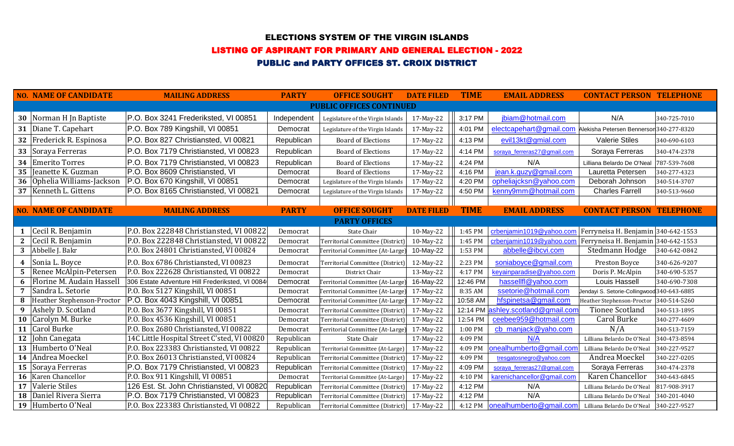# ELECTIONS SYSTEM OF THE VIRGIN ISLANDS

## LISTING OF ASPIRANT FOR PRIMARY AND GENERAL ELECTION - 2022

### PUBLIC and PARTY OFFICES ST. CROIX DISTRICT

| NO. | NAME OF CANDIDATE | MAILING ADDRESS | PARTY | OFFICE SOUGHT | DATE FILED | TIME | EMAIL ADDRESS | CONTACT PERSON | TELEPHONE |
|---|---|---|---|---|---|---|---|---|---|
| | | | | **PUBLIC OFFICES CONTINUED** | | | | | |
| 30 | Norman H Jn Baptiste | P.O. Box 3241 Frederiksted, VI 00851 | Independent | Legislature of the Virgin Islands | 17-May-22 | 3:17 PM | jbiam@hotmail.com | N/A | 340-725-7010 |
| 31 | Diane T. Capehart | P.O. Box 789 Kingshill, VI 00851 | Democrat | Legislature of the Virgin Islands | 17-May-22 | 4:01 PM | electcapehart@gmail.com | Alekisha Petersen Bennerson | 340-277-8320 |
| 32 | Frederick R. Espinosa | P.O. Box 827 Christiansted, VI 00821 | Republican | Board of Elections | 17-May-22 | 4:13 PM | evil13kt@gmial.com | Valerie Stiles | 340-690-6103 |
| 33 | Soraya Ferreras | P.O. Box 7179 Christiansted, VI 00823 | Republican | Board of Elections | 17-May-22 | 4:14 PM | soraya_ferreras27@gmail.com | Soraya Ferreras | 340-474-2378 |
| 34 | Emerito Torres | P.O. Box 7179 Christiansted, VI 00823 | Republican | Board of Elections | 17-May-22 | 4:24 PM | N/A | Lilliana Belardo De O'Neal | 787-539-7608 |
| 35 | Jeanette K. Guzman | P.O. Box 8609 Christiansted, VI | Democrat | Board of Elections | 17-May-22 | 4:16 PM | jean.k.guzy@gmail.com | Lauretta Petersen | 340-277-4323 |
| 36 | Ophelia Williams-Jackson | P.O. Box 670 Kingshill, VI 00851 | Democrat | Legislature of the Virgin Islands | 17-May-22 | 4:20 PM | opheliajcksn@yahoo.com | Deborah Johnson | 340-514-3707 |
| 37 | Kenneth L. Gittens | P.O. Box 8165 Christiansted, VI 00821 | Democrat | Legislature of the Virgin Islands | 17-May-22 | 4:50 PM | kenny9mm@hotmail.com | Charles Farrell | 340-513-9660 |

| NO. | NAME OF CANDIDATE | MAILING ADDRESS | PARTY | OFFICE SOUGHT | DATE FILED | TIME | EMAIL ADDRESS | CONTACT PERSON | TELEPHONE |
|---|---|---|---|---|---|---|---|---|---|
| | | | | **PARTY OFFICES** | | | | | |
| 1 | Cecil R. Benjamin | P.O. Box 222848 Christiansted, VI 00822 | Democrat | State Chair | 10-May-22 | 1:45 PM | crbenjamin1019@yahoo.com | Ferryneisa H. Benjamin | 340-642-1553 |
| 2 | Cecil R. Benjamin | P.O. Box 222848 Christiansted, VI 00822 | Democrat | Territorial Committee (District) | 10-May-22 | 1:45 PM | crbenjamin1019@yahoo.com | Ferryneisa H. Benjamin | 340-642-1553 |
| 3 | Abbelle J. Bakr | P.O. Box 24801 Christiansted, VI 00824 | Democrat | Territorial Committee (At-Large) | 10-May-22 | 1:53 PM | abbelle@ibcvi.com | Stedmann Hodge | 340-642-0842 |
| 4 | Sonia L. Boyce | P.O. Box 6786 Christiansted, VI 00823 | Democrat | Territorial Committee (District) | 12-May-22 | 2:23 PM | soniaboyce@gmail.com | Preston Boyce | 340-626-9207 |
| 5 | Renee McAlpin-Petersen | P.O. Box 222628 Christiansted, VI 00822 | Democrat | District Chair | 13-May-22 | 4:17 PM | keyainparadise@yahoo.com | Doris P. McAlpin | 340-690-5357 |
| 6 | Florine M. Audain Hassell | 306 Estate Adventure Hill Frederiksted, VI 0084 | Democrat | Territorial Committee (At-Large) | 16-May-22 | 12:46 PM | hassellfl@yahoo.com | Louis Hassell | 340-690-7308 |
| 7 | Sandra L. Setorie | P.O. Box 5127 Kingshill, VI 00851 | Democrat | Territorial Committee (At-Large) | 17-May-22 | 8:35 AM | ssetorie@hotmail.com | Jendayi S. Setorie-Collingwood | 340-643-6885 |
| 8 | Heather Stephenson-Proctor | P.O. Box 4043 Kingshill, VI 00851 | Democrat | Territorial Committee (At-Large) | 17-May-22 | 10:58 AM | hfspinetsa@gmail.com | Heather Stephenson-Proctor | 340-514-5260 |
| 9 | Ashely D. Scotland | P.O. Box 3677 Kingshill, VI 00851 | Democrat | Territorial Committee (District) | 17-May-22 | 12:14 PM | ashley.scotland@gmail.com | Tionee Scotland | 340-513-1895 |
| 10 | Carolyn M. Burke | P.O. Box 4536 Kingshill, VI 00851 | Democrat | Territorial Committee (District) | 17-May-22 | 12:54 PM | ceebee959@hotmail.com | Carol Burke | 340-277-4609 |
| 11 | Carol Burke | P.O. Box 2680 Christiansted, VI 00822 | Democrat | Territorial Committee (At-Large) | 17-May-22 | 1:00 PM | cb_manjack@yaho.com | N/A | 340-513-7159 |
| 12 | John Canegata | 14C Little Hospital Street C'sted, VI 00820 | Republican | State Chair | 17-May-22 | 4:09 PM | N/A | Lilliana Belardo De O'Neal | 340-473-8594 |
| 13 | Humberto O'Neal | P.O. Box 223383 Christiansted, VI 00822 | Republican | Territorial Committee (At-Large) | 17-May-22 | 4:09 PM | onealhumberto@gmail.com | Lilliana Belardo De O'Neal | 340-227-9527 |
| 14 | Andrea Moeckel | P.O. Box 26013 Christiansted, VI 00824 | Republican | Territorial Committee (District) | 17-May-22 | 4:09 PM | tresgatosnegro@yahoo.com | Andrea Moeckel | 340-227-0205 |
| 15 | Soraya Ferreras | P.O. Box 7179 Christiansted, VI 00823 | Republican | Territorial Committee (District) | 17-May-22 | 4:09 PM | soraya_ferreras27@gmail.com | Soraya Ferreras | 340-474-2378 |
| 16 | Karen Chancellor | P.O. Box 911 Kingshill, VI 00851 | Democrat | Territorial Committee (At-Large) | 17-May-22 | 4:10 PM | karenichancellor@gmail.com | Karen Chancellor | 340-643-6845 |
| 17 | Valerie Stiles | 126 Est. St. John Christiansted, VI 00820 | Republican | Territorial Committee (District) | 17-May-22 | 4:12 PM | N/A | Lilliana Belardo De O'Neal | 817-908-3917 |
| 18 | Daniel Rivera Sierra | P.O. Box 7179 Christiansted, VI 00823 | Republican | Territorial Committee (District) | 17-May-22 | 4:12 PM | N/A | Lilliana Belardo De O'Neal | 340-201-4040 |
| 19 | Humberto O'Neal | P.O. Box 223383 Christiansted, VI 00822 | Republican | Territorial Committee (District) | 17-May-22 | 4:12 PM | onealhumberto@gmail.com | Lilliana Belardo De O'Neal | 340-227-9527 |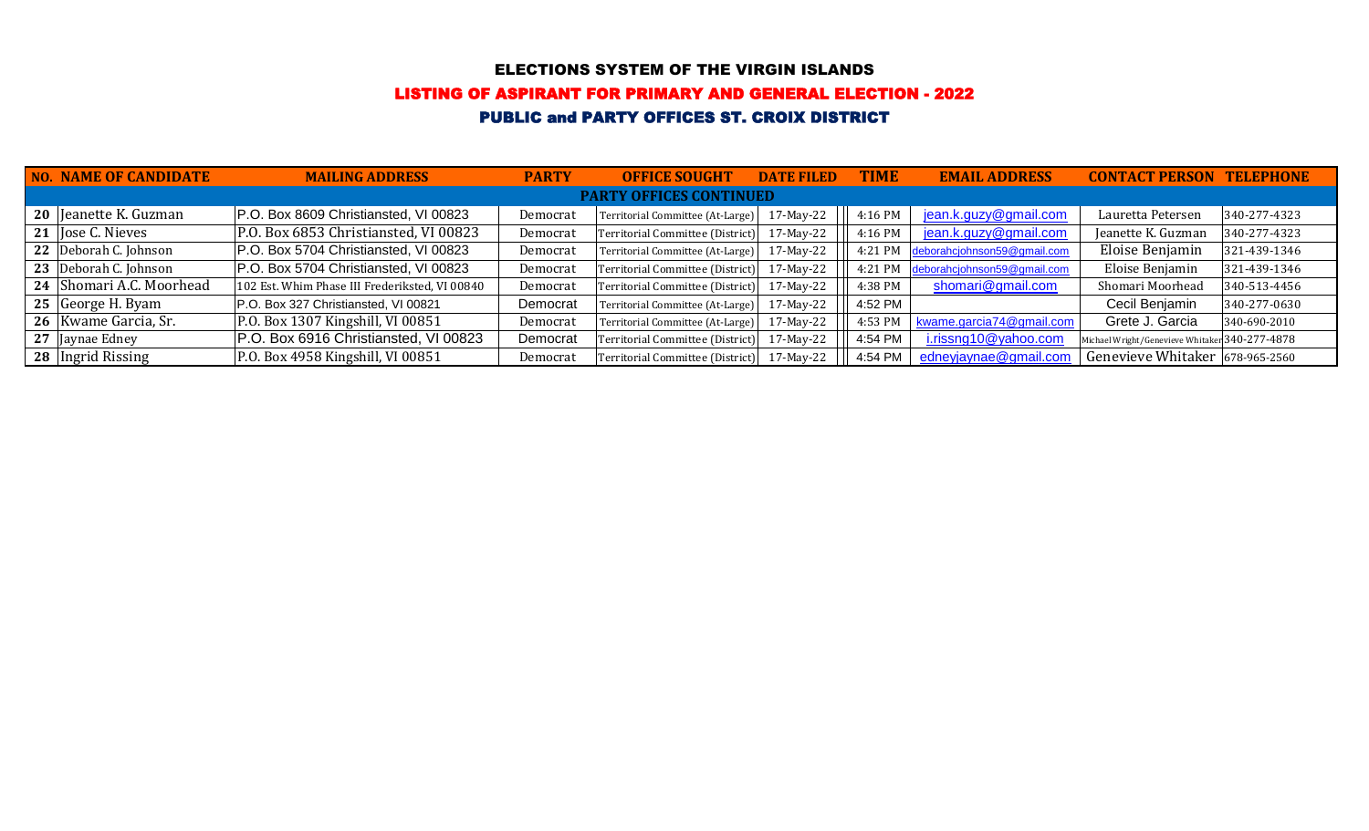# ELECTIONS SYSTEM OF THE VIRGIN ISLANDS

## LISTING OF ASPIRANT FOR PRIMARY AND GENERAL ELECTION - 2022

### PUBLIC and PARTY OFFICES ST. CROIX DISTRICT

| NO. | NAME OF CANDIDATE | MAILING ADDRESS | PARTY | OFFICE SOUGHT | DATE FILED | TIME | EMAIL ADDRESS | CONTACT PERSON | TELEPHONE |
|---|---|---|---|---|---|---|---|---|---|
| **PARTY OFFICES CONTINUED** | | | | | | | | | |
| 20 | Jeanette K. Guzman | P.O. Box 8609 Christiansted, VI 00823 | Democrat | Territorial Committee (At-Large) | 17-May-22 | 4:16 PM | jean.k.guzy@gmail.com | Lauretta Petersen | 340-277-4323 |
| 21 | Jose C. Nieves | P.O. Box 6853 Christiansted, VI 00823 | Democrat | Territorial Committee (District) | 17-May-22 | 4:16 PM | jean.k.guzy@gmail.com | Jeanette K. Guzman | 340-277-4323 |
| 22 | Deborah C. Johnson | P.O. Box 5704 Christiansted, VI 00823 | Democrat | Territorial Committee (At-Large) | 17-May-22 | 4:21 PM | deborahcjohnson59@gmail.com | Eloise Benjamin | 321-439-1346 |
| 23 | Deborah C. Johnson | P.O. Box 5704 Christiansted, VI 00823 | Democrat | Territorial Committee (District) | 17-May-22 | 4:21 PM | deborahcjohnson59@gmail.com | Eloise Benjamin | 321-439-1346 |
| 24 | Shomari A.C. Moorhead | 102 Est. Whim Phase III Frederiksted, VI 00840 | Democrat | Territorial Committee (District) | 17-May-22 | 4:38 PM | shomari@gmail.com | Shomari Moorhead | 340-513-4456 |
| 25 | George H. Byam | P.O. Box 327 Christiansted, VI 00821 | Democrat | Territorial Committee (At-Large) | 17-May-22 | 4:52 PM | | Cecil Benjamin | 340-277-0630 |
| 26 | Kwame Garcia, Sr. | P.O. Box 1307 Kingshill, VI 00851 | Democrat | Territorial Committee (At-Large) | 17-May-22 | 4:53 PM | kwame.garcia74@gmail.com | Grete J. Garcia | 340-690-2010 |
| 27 | Jaynae Edney | P.O. Box 6916 Christiansted, VI 00823 | Democrat | Territorial Committee (District) | 17-May-22 | 4:54 PM | i.rissng10@yahoo.com | Michael Wright/Genevieve Whitaker | 340-277-4878 |
| 28 | Ingrid Rissing | P.O. Box 4958 Kingshill, VI 00851 | Democrat | Territorial Committee (District) | 17-May-22 | 4:54 PM | edneyjaynae@gmail.com | Genevieve Whitaker | 678-965-2560 |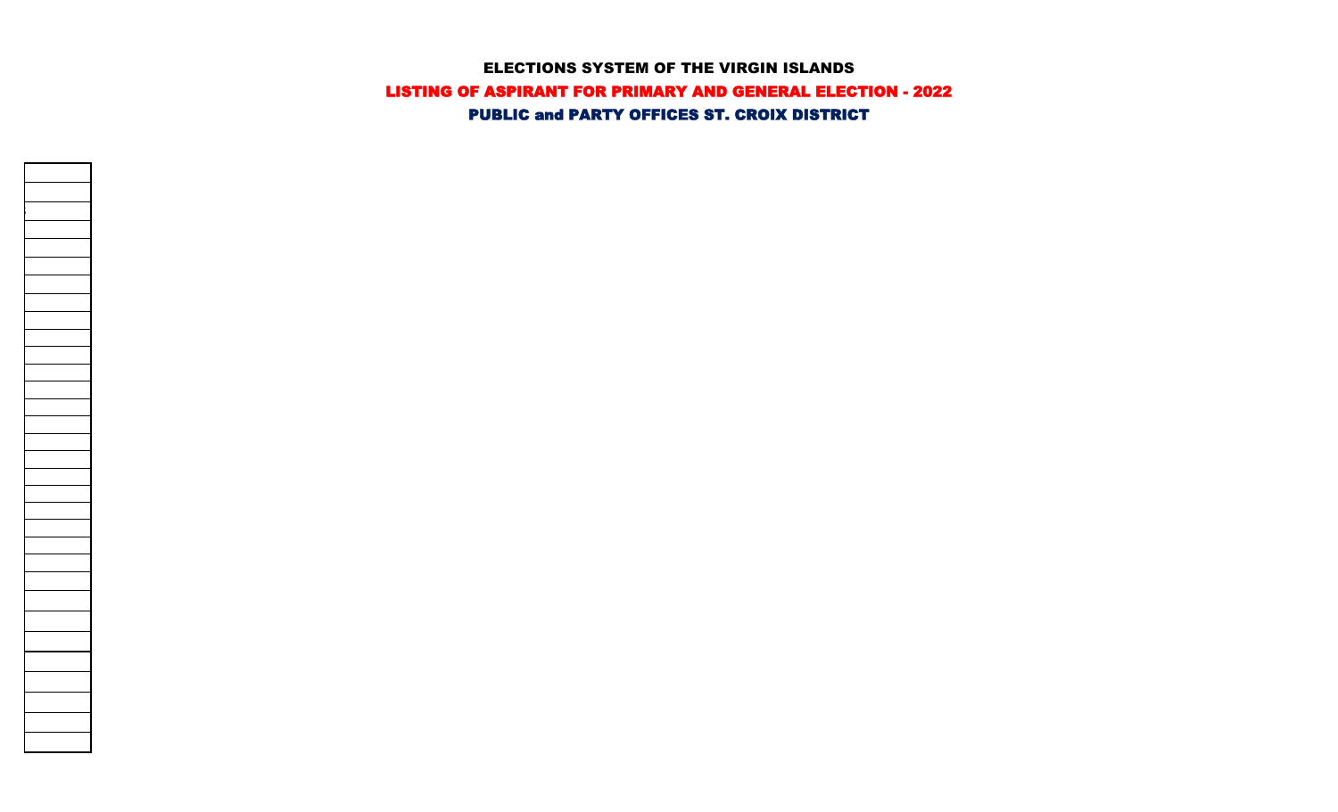# ELECTIONS SYSTEM OF THE VIRGIN ISLANDS

## LISTING OF ASPIRANT FOR PRIMARY AND GENERAL ELECTION - 2022

### PUBLIC and PARTY OFFICES ST. CROIX DISTRICT